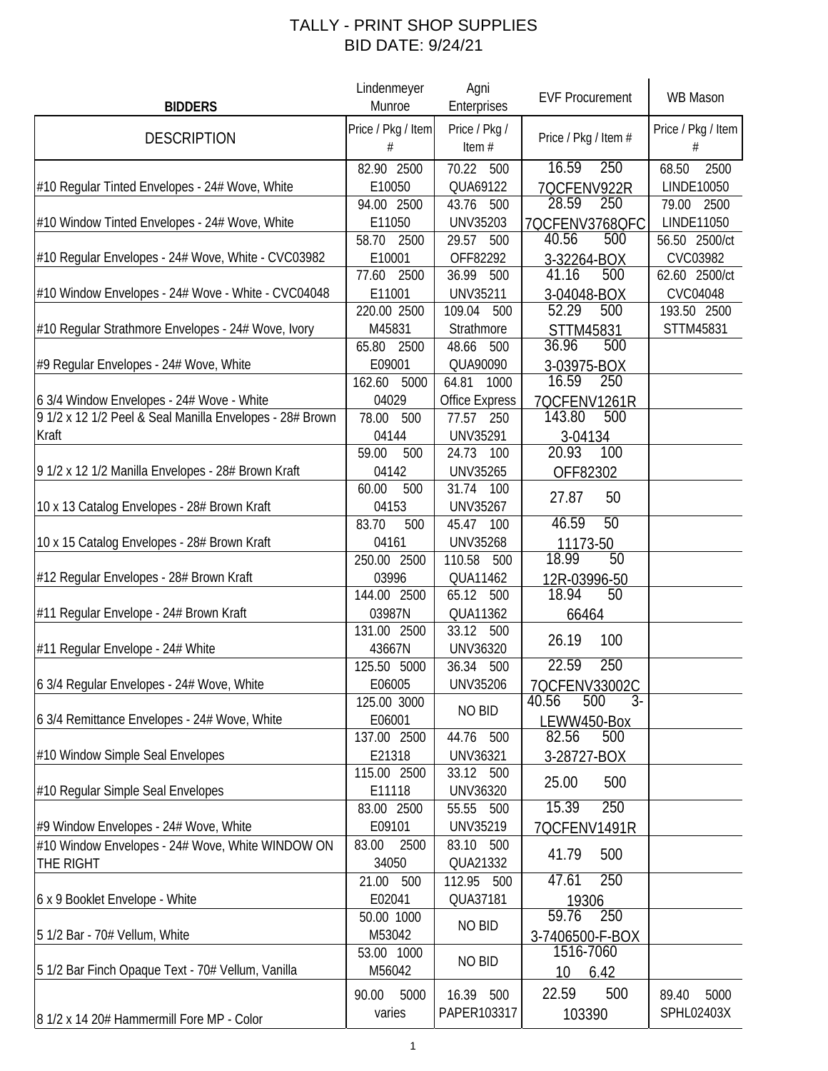# TALLY - PRINT SHOP SUPPLIES
## BID DATE: 9/24/21

| BIDDERS | Lindenmeyer Munroe | Agni Enterprises | EVF Procurement | WB Mason |
|---|---|---|---|---|
| DESCRIPTION | Price / Pkg / Item # | Price / Pkg / Item # | Price / Pkg / Item # | Price / Pkg / Item # |
| #10 Regular Tinted Envelopes - 24# Wove, White | 82.90 2500 E10050 | 70.22 500 QUA69122 | 16.59 250 7QCFENV922R | 68.50 2500 LINDE10050 |
| #10 Window Tinted Envelopes - 24# Wove, White | 94.00 2500 E11050 | 43.76 500 UNV35203 | 28.59 250 7QCFENV3768QFC | 79.00 2500 LINDE11050 |
| #10 Regular Envelopes - 24# Wove, White - CVC03982 | 58.70 2500 E10001 | 29.57 500 OFF82292 | 40.56 500 3-32264-BOX | 56.50 2500/ct CVC03982 |
| #10 Window Envelopes - 24# Wove - White - CVC04048 | 77.60 2500 E11001 | 36.99 500 UNV35211 | 41.16 500 3-04048-BOX | 62.60 2500/ct CVC04048 |
| #10 Regular Strathmore Envelopes - 24# Wove, Ivory | 220.00 2500 M45831 | 109.04 500 Strathmore | 52.29 500 STTM45831 | 193.50 2500 STTM45831 |
| #9 Regular Envelopes - 24# Wove, White | 65.80 2500 E09001 | 48.66 500 QUA90090 | 36.96 500 3-03975-BOX | |
| 6 3/4 Window Envelopes - 24# Wove - White | 162.60 5000 04029 | 64.81 1000 Office Express | 16.59 250 7QCFENV1261R | |
| 9 1/2 x 12 1/2 Peel & Seal Manilla Envelopes - 28# Brown Kraft | 78.00 500 04144 | 77.57 250 UNV35291 | 143.80 500 3-04134 | |
| 9 1/2 x 12 1/2 Manilla Envelopes - 28# Brown Kraft | 59.00 500 04142 | 24.73 100 UNV35265 | 20.93 100 OFF82302 | |
| 10 x 13 Catalog Envelopes - 28# Brown Kraft | 60.00 500 04153 | 31.74 100 UNV35267 | 27.87 50 | |
| 10 x 15 Catalog Envelopes - 28# Brown Kraft | 83.70 500 04161 | 45.47 100 UNV35268 | 46.59 50 11173-50 | |
| #12 Regular Envelopes - 28# Brown Kraft | 250.00 2500 03996 | 110.58 500 QUA11462 | 18.99 50 12R-03996-50 | |
| #11 Regular Envelope - 24# Brown Kraft | 144.00 2500 03987N | 65.12 500 QUA11362 | 18.94 50 66464 | |
| #11 Regular Envelope - 24# White | 131.00 2500 43667N | 33.12 500 UNV36320 | 26.19 100 | |
| 6 3/4 Regular Envelopes - 24# Wove, White | 125.50 5000 E06005 | 36.34 500 UNV35206 | 22.59 250 7QCFENV33002C | |
| 6 3/4 Remittance Envelopes - 24# Wove, White | 125.00 3000 E06001 | NO BID | 40.56 500 3-LEWW450-Box | |
| #10 Window Simple Seal Envelopes | 137.00 2500 E21318 | 44.76 500 UNV36321 | 82.56 500 3-28727-BOX | |
| #10 Regular Simple Seal Envelopes | 115.00 2500 E11118 | 33.12 500 UNV36320 | 25.00 500 | |
| #9 Window Envelopes - 24# Wove, White | 83.00 2500 E09101 | 55.55 500 UNV35219 | 15.39 250 7QCFENV1491R | |
| #10 Window Envelopes - 24# Wove, White WINDOW ON THE RIGHT | 83.00 2500 34050 | 83.10 500 QUA21332 | 41.79 500 | |
| 6 x 9 Booklet Envelope - White | 21.00 500 E02041 | 112.95 500 QUA37181 | 47.61 250 19306 | |
| 5 1/2 Bar - 70# Vellum, White | 50.00 1000 M53042 | NO BID | 59.76 250 3-7406500-F-BOX | |
| 5 1/2 Bar Finch Opaque Text - 70# Vellum, Vanilla | 53.00 1000 M56042 | NO BID | 1516-7060 10 6.42 | |
| 8 1/2 x 14 20# Hammermill Fore MP - Color | 90.00 5000 varies | 16.39 500 PAPER103317 | 22.59 500 103390 | 89.40 5000 SPHL02403X |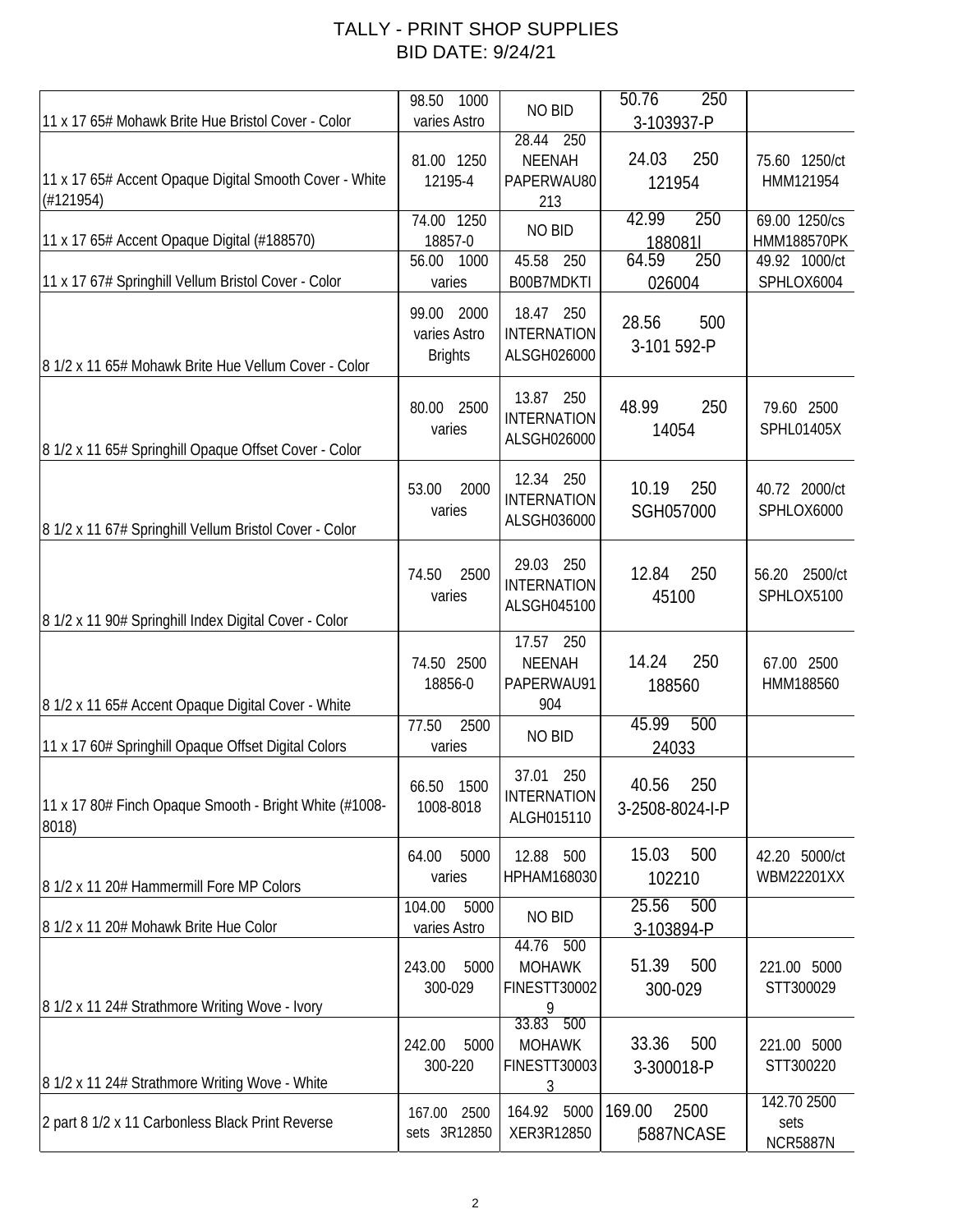# TALLY - PRINT SHOP SUPPLIES
## BID DATE: 9/24/21

| | | | | |
|---|---|---|---|---|
| 11 x 17 65# Mohawk Brite Hue Bristol Cover - Color | 98.50 1000 varies Astro | NO BID | 50.76 250 3-103937-P | |
| 11 x 17 65# Accent Opaque Digital Smooth Cover - White (#121954) | 81.00 1250 12195-4 | 28.44 250 NEENAH PAPERWAU80213 | 24.03 250 121954 | 75.60 1250/ct HMM121954 |
| 11 x 17 65# Accent Opaque Digital (#188570) | 74.00 1250 18857-0 | NO BID | 42.99 250 188081l | 69.00 1250/cs HMM188570PK |
| 11 x 17 67# Springhill Vellum Bristol Cover - Color | 56.00 1000 varies | 45.58 250 B00B7MDKTI | 64.59 250 026004 | 49.92 1000/ct SPHLOX6004 |
| 8 1/2 x 11 65# Mohawk Brite Hue Vellum Cover - Color | 99.00 2000 varies Astro Brights | 18.47 250 INTERNATION ALSGH026000 | 28.56 500 3-101 592-P | |
| 8 1/2 x 11 65# Springhill Opaque Offset Cover - Color | 80.00 2500 varies | 13.87 250 INTERNATION ALSGH026000 | 48.99 250 14054 | 79.60 2500 SPHL01405X |
| 8 1/2 x 11 67# Springhill Vellum Bristol Cover - Color | 53.00 2000 varies | 12.34 250 INTERNATION ALSGH036000 | 10.19 250 SGH057000 | 40.72 2000/ct SPHLOX6000 |
| 8 1/2 x 11 90# Springhill Index Digital Cover - Color | 74.50 2500 varies | 29.03 250 INTERNATION ALSGH045100 | 12.84 250 45100 | 56.20 2500/ct SPHLOX5100 |
| 8 1/2 x 11 65# Accent Opaque Digital Cover - White | 74.50 2500 18856-0 | 17.57 250 NEENAH PAPERWAU91904 | 14.24 250 188560 | 67.00 2500 HMM188560 |
| 11 x 17 60# Springhill Opaque Offset Digital Colors | 77.50 2500 varies | NO BID | 45.99 500 24033 | |
| 11 x 17 80# Finch Opaque Smooth - Bright White (#1008-8018) | 66.50 1500 1008-8018 | 37.01 250 INTERNATION ALGH015110 | 40.56 250 3-2508-8024-I-P | |
| 8 1/2 x 11 20# Hammermill Fore MP Colors | 64.00 5000 varies | 12.88 500 HPHAM168030 | 15.03 500 102210 | 42.20 5000/ct WBM22201XX |
| 8 1/2 x 11 20# Mohawk Brite Hue Color | 104.00 5000 varies Astro | NO BID | 25.56 500 3-103894-P | |
| 8 1/2 x 11 24# Strathmore Writing Wove - Ivory | 243.00 5000 300-029 | 44.76 500 MOHAWK FINESTT300029 | 51.39 500 300-029 | 221.00 5000 STT300029 |
| 8 1/2 x 11 24# Strathmore Writing Wove - White | 242.00 5000 300-220 | 33.83 500 MOHAWK FINESTT300033 | 33.36 500 3-300018-P | 221.00 5000 STT300220 |
| 2 part 8 1/2 x 11 Carbonless Black Print Reverse | 167.00 2500 sets 3R12850 | 164.92 5000 XER3R12850 | 169.00 2500 5887NCASE | 142.70 2500 sets NCR5887N |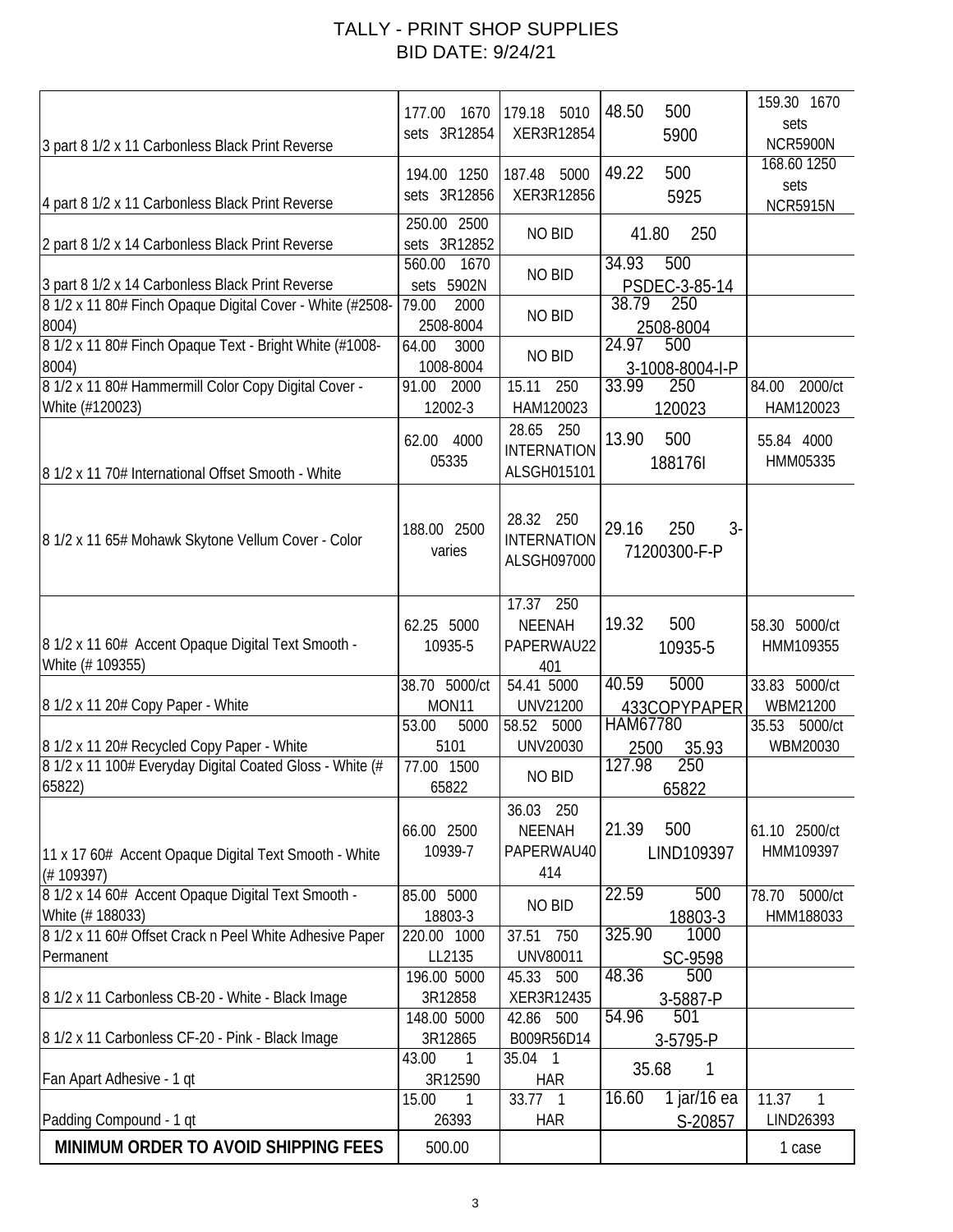# TALLY - PRINT SHOP SUPPLIES

## BID DATE: 9/24/21

| | | | | |
|---|---|---|---|---|
| 3 part 8 1/2 x 11 Carbonless Black Print Reverse | 177.00 1670 sets 3R12854 | 179.18 5010 XER3R12854 | 48.50 500 5900 | 159.30 1670 sets NCR5900N |
| 4 part 8 1/2 x 11 Carbonless Black Print Reverse | 194.00 1250 sets 3R12856 | 187.48 5000 XER3R12856 | 49.22 500 5925 | 168.60 1250 sets NCR5915N |
| 2 part 8 1/2 x 14 Carbonless Black Print Reverse | 250.00 2500 sets 3R12852 | NO BID | 41.80 250 | |
| 3 part 8 1/2 x 14 Carbonless Black Print Reverse | 560.00 1670 sets 5902N | NO BID | 34.93 500 PSDEC-3-85-14 | |
| 8 1/2 x 11 80# Finch Opaque Digital Cover - White (#2508-8004) | 79.00 2000 2508-8004 | NO BID | 38.79 250 2508-8004 | |
| 8 1/2 x 11 80# Finch Opaque Text - Bright White (#1008-8004) | 64.00 3000 1008-8004 | NO BID | 24.97 500 3-1008-8004-I-P | |
| 8 1/2 x 11 80# Hammermill Color Copy Digital Cover - White (#120023) | 91.00 2000 12002-3 | 15.11 250 HAM120023 | 33.99 250 120023 | 84.00 2000/ct HAM120023 |
| 8 1/2 x 11 70# International Offset Smooth - White | 62.00 4000 05335 | 28.65 250 INTERNATION ALSGH015101 | 13.90 500 188176I | 55.84 4000 HMM05335 |
| 8 1/2 x 11 65# Mohawk Skytone Vellum Cover - Color | 188.00 2500 varies | 28.32 250 INTERNATION ALSGH097000 | 29.16 250 3-71200300-F-P | |
| 8 1/2 x 11 60# Accent Opaque Digital Text Smooth - White (# 109355) | 62.25 5000 10935-5 | 17.37 250 NEENAH PAPERWAU22 401 | 19.32 500 10935-5 | 58.30 5000/ct HMM109355 |
| 8 1/2 x 11 20# Copy Paper - White | 38.70 5000/ct MON11 | 54.41 5000 UNV21200 | 40.59 5000 433COPYPAPER | 33.83 5000/ct WBM21200 |
| 8 1/2 x 11 20# Recycled Copy Paper - White | 53.00 5000 5101 | 58.52 5000 UNV20030 | HAM67780 2500 35.93 | 35.53 5000/ct WBM20030 |
| 8 1/2 x 11 100# Everyday Digital Coated Gloss - White (# 65822) | 77.00 1500 65822 | NO BID | 127.98 250 65822 | |
| 11 x 17 60# Accent Opaque Digital Text Smooth - White (# 109397) | 66.00 2500 10939-7 | 36.03 250 NEENAH PAPERWAU40 414 | 21.39 500 LIND109397 | 61.10 2500/ct HMM109397 |
| 8 1/2 x 14 60# Accent Opaque Digital Text Smooth - White (# 188033) | 85.00 5000 18803-3 | NO BID | 22.59 500 18803-3 | 78.70 5000/ct HMM188033 |
| 8 1/2 x 11 60# Offset Crack n Peel White Adhesive Paper Permanent | 220.00 1000 LL2135 | 37.51 750 UNV80011 | 325.90 1000 SC-9598 | |
| 8 1/2 x 11 Carbonless CB-20 - White - Black Image | 196.00 5000 3R12858 | 45.33 500 XER3R12435 | 48.36 500 3-5887-P | |
| 8 1/2 x 11 Carbonless CF-20 - Pink - Black Image | 148.00 5000 3R12865 | 42.86 500 B009R56D14 | 54.96 501 3-5795-P | |
| Fan Apart Adhesive - 1 qt | 43.00 1 3R12590 | 35.04 1 HAR | 35.68 1 | |
| Padding Compound - 1 qt | 15.00 1 26393 | 33.77 1 HAR | 16.60 1 jar/16 ea S-20857 | 11.37 1 LIND26393 |
| **MINIMUM ORDER TO AVOID SHIPPING FEES** | 500.00 | | | 1 case |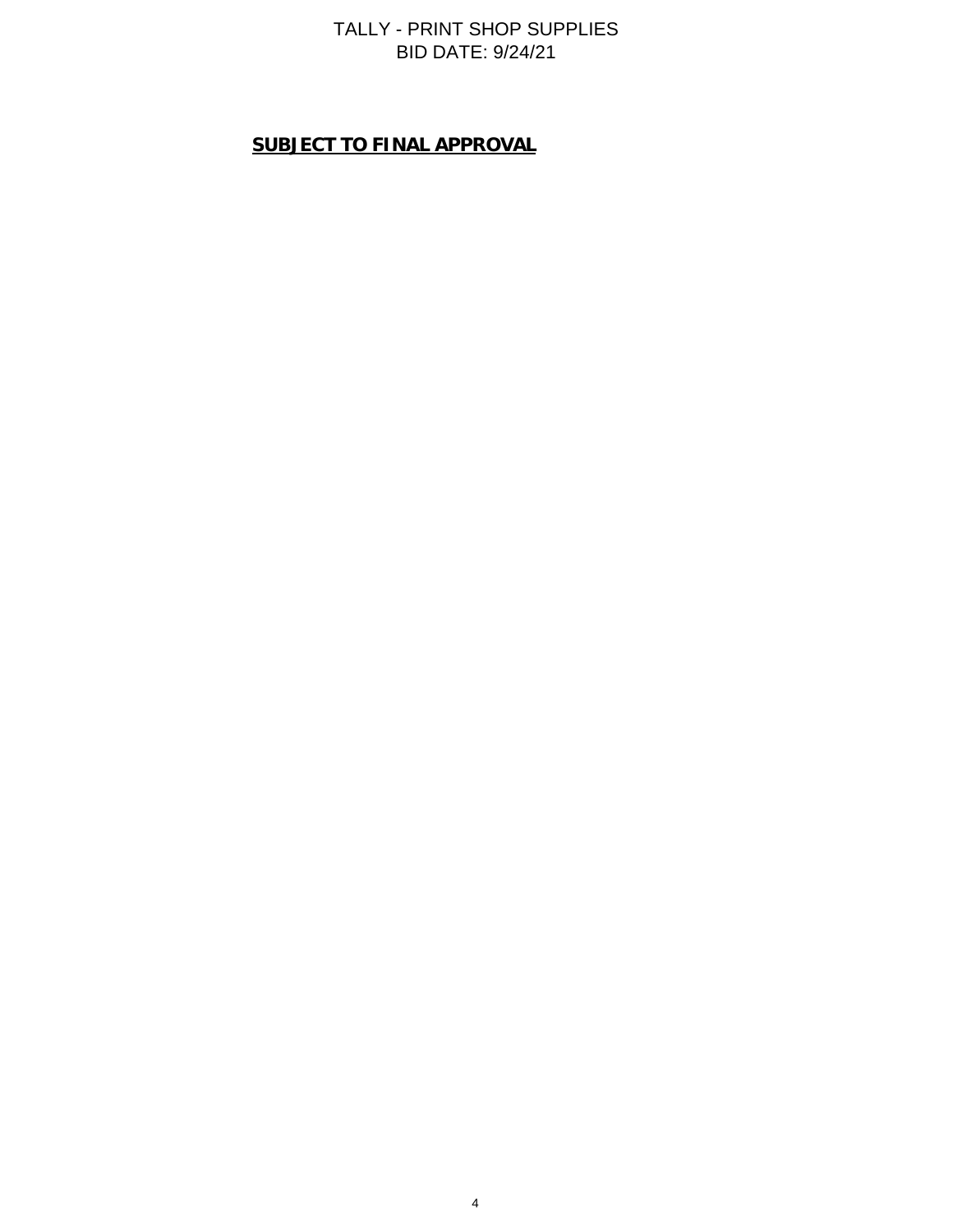TALLY - PRINT SHOP SUPPLIES
BID DATE: 9/24/21

**SUBJECT TO FINAL APPROVAL**